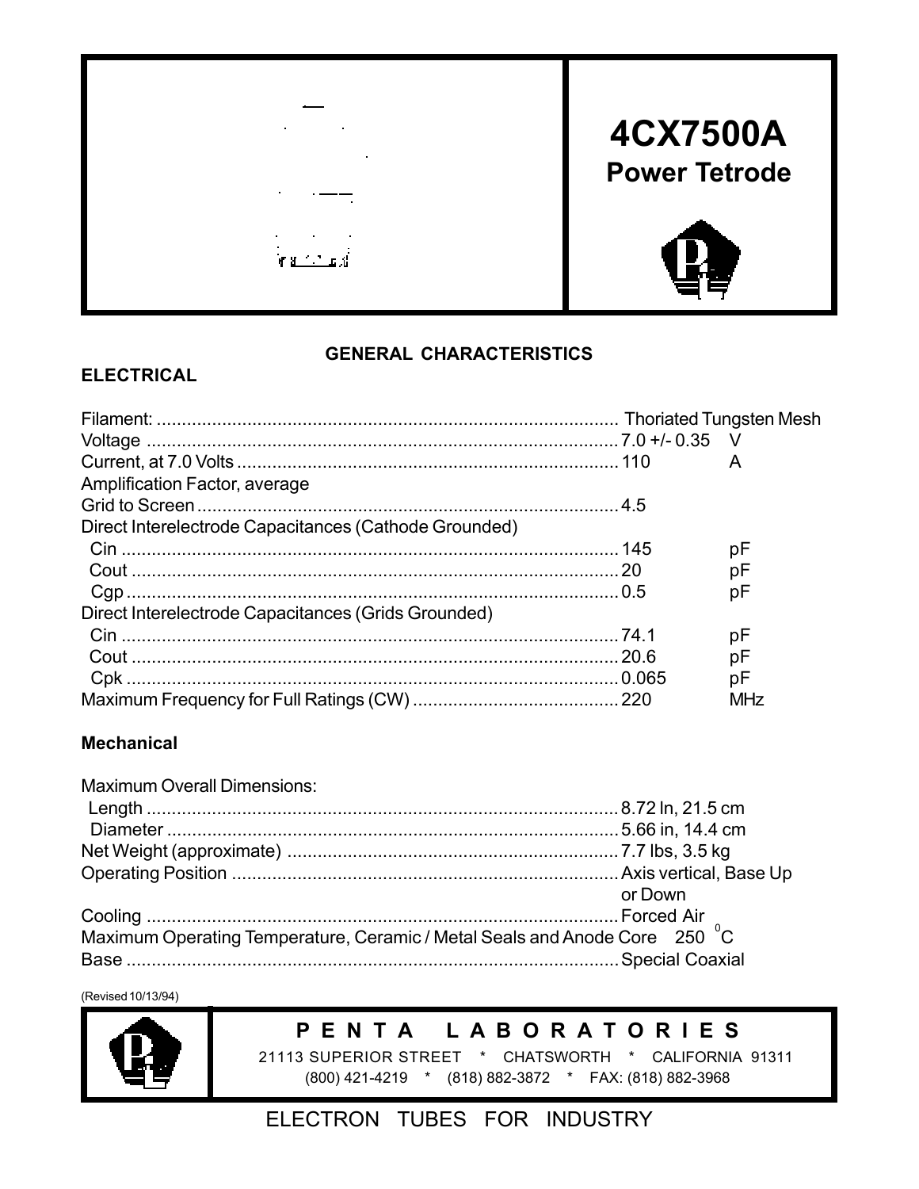# 4CX7500A

## Power Tetrode

### GENERAL CHARACTERISTICS

#### ELECTRICAL

| | | |
|---|---|---|
| Filament: | Thoriated Tungsten Mesh | |
| Voltage | 7.0 +/- 0.35 | V |
| Current, at 7.0 Volts | 110 | A |
| Amplification Factor, average | | |
| Grid to Screen | 4.5 | |
| Direct Interelectrode Capacitances (Cathode Grounded) | | |
| Cin | 145 | pF |
| Cout | 20 | pF |
| Cgp | 0.5 | pF |
| Direct Interelectrode Capacitances (Grids Grounded) | | |
| Cin | 74.1 | pF |
| Cout | 20.6 | pF |
| Cpk | 0.065 | pF |
| Maximum Frequency for Full Ratings (CW) | 220 | MHz |

#### Mechanical

| | |
|---|---|
| Maximum Overall Dimensions: | |
| Length | 8.72 In, 21.5 cm |
| Diameter | 5.66 in, 14.4 cm |
| Net Weight (approximate) | 7.7 lbs, 3.5 kg |
| Operating Position | Axis vertical, Base Up or Down |
| Cooling | Forced Air |
| Maximum Operating Temperature, Ceramic / Metal Seals and Anode Core | 250 °C |
| Base | Special Coaxial |

(Revised 10/13/94)

**P E N T A   L A B O R A T O R I E S**

21113 SUPERIOR STREET * CHATSWORTH * CALIFORNIA 91311

(800) 421-4219 * (818) 882-3872 * FAX: (818) 882-3968

ELECTRON TUBES FOR INDUSTRY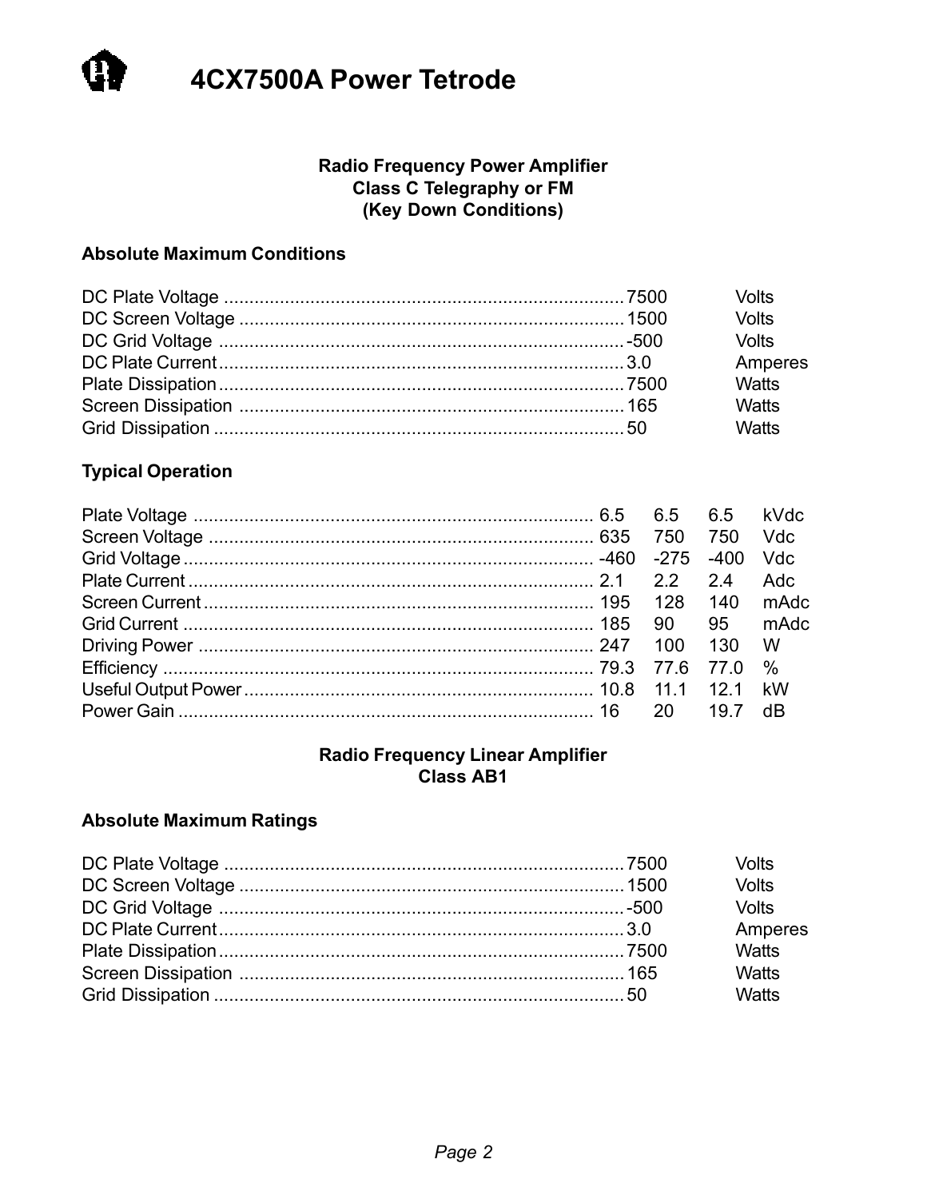# 4CX7500A Power Tetrode

### Radio Frequency Power Amplifier
### Class C Telegraphy or FM
### (Key Down Conditions)

**Absolute Maximum Conditions**

| Parameter | Value | Unit |
|---|---|---|
| DC Plate Voltage | 7500 | Volts |
| DC Screen Voltage | 1500 | Volts |
| DC Grid Voltage | -500 | Volts |
| DC Plate Current | 3.0 | Amperes |
| Plate Dissipation | 7500 | Watts |
| Screen Dissipation | 165 | Watts |
| Grid Dissipation | 50 | Watts |

**Typical Operation**

| Parameter | | | | Unit |
|---|---|---|---|---|
| Plate Voltage | 6.5 | 6.5 | 6.5 | kVdc |
| Screen Voltage | 635 | 750 | 750 | Vdc |
| Grid Voltage | -460 | -275 | -400 | Vdc |
| Plate Current | 2.1 | 2.2 | 2.4 | Adc |
| Screen Current | 195 | 128 | 140 | mAdc |
| Grid Current | 185 | 90 | 95 | mAdc |
| Driving Power | 247 | 100 | 130 | W |
| Efficiency | 79.3 | 77.6 | 77.0 | % |
| Useful Output Power | 10.8 | 11.1 | 12.1 | kW |
| Power Gain | 16 | 20 | 19.7 | dB |

### Radio Frequency Linear Amplifier
### Class AB1

**Absolute Maximum Ratings**

| Parameter | Value | Unit |
|---|---|---|
| DC Plate Voltage | 7500 | Volts |
| DC Screen Voltage | 1500 | Volts |
| DC Grid Voltage | -500 | Volts |
| DC Plate Current | 3.0 | Amperes |
| Plate Dissipation | 7500 | Watts |
| Screen Dissipation | 165 | Watts |
| Grid Dissipation | 50 | Watts |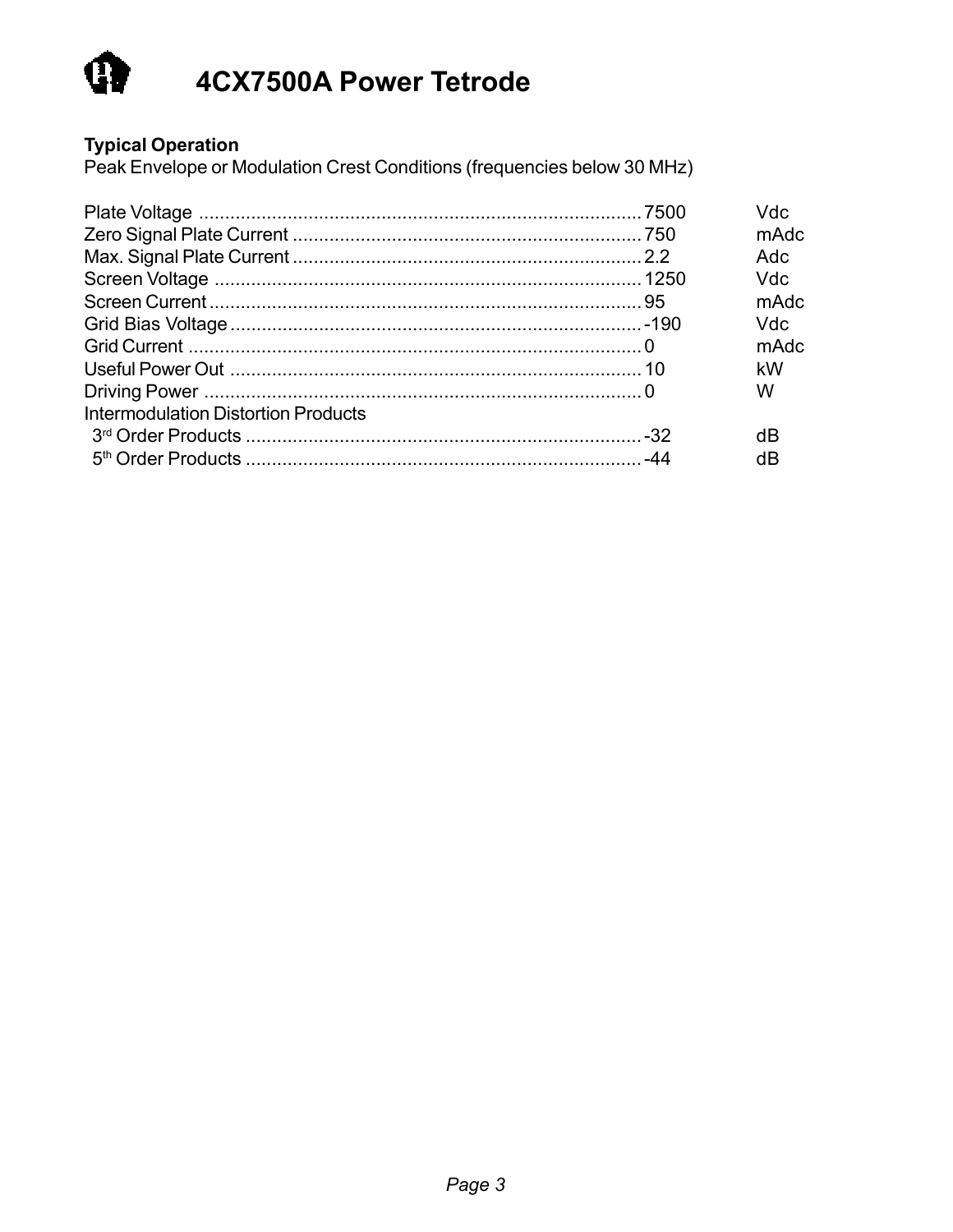# 4CX7500A Power Tetrode

**Typical Operation**

Peak Envelope or Modulation Crest Conditions (frequencies below 30 MHz)

| Parameter | Value | Unit |
|---|---|---|
| Plate Voltage | 7500 | Vdc |
| Zero Signal Plate Current | 750 | mAdc |
| Max. Signal Plate Current | 2.2 | Adc |
| Screen Voltage | 1250 | Vdc |
| Screen Current | 95 | mAdc |
| Grid Bias Voltage | -190 | Vdc |
| Grid Current | 0 | mAdc |
| Useful Power Out | 10 | kW |
| Driving Power | 0 | W |
| Intermodulation Distortion Products | | |
| 3rd Order Products | -32 | dB |
| 5th Order Products | -44 | dB |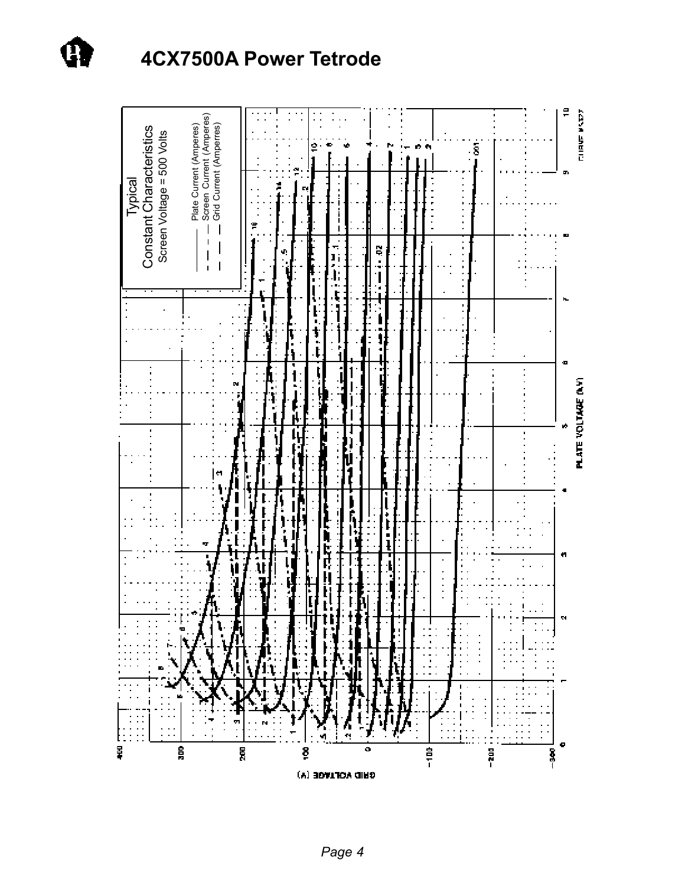# 4CX7500A Power Tetrode

Typical
Constant Characteristics
Screen Voltage = 500 Volts

—— Plate Current (Amperes)
— — — Screen Current (Amperes)
— — Grid Current (Amperres)

PLATE VOLTAGE (kV)

GRID VOLTAGE (V)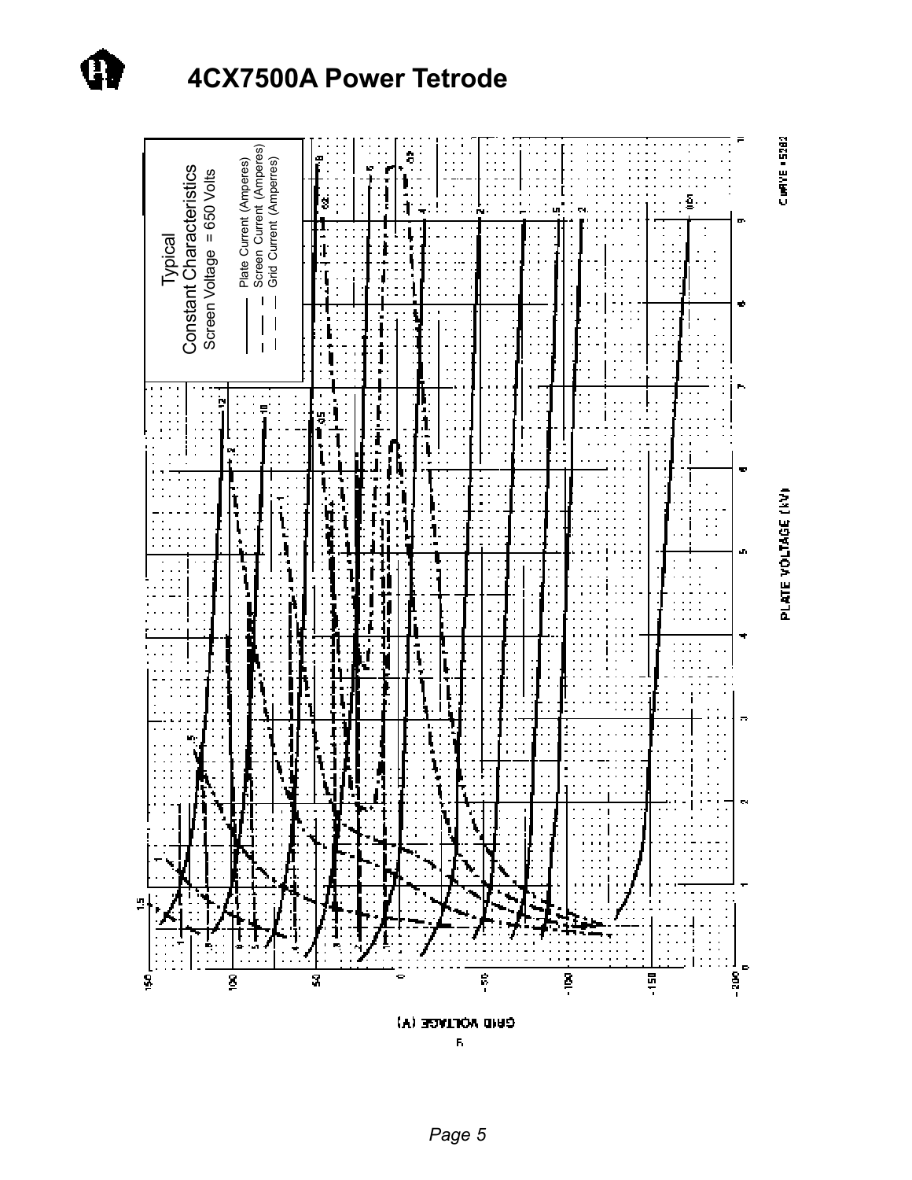# 4CX7500A Power Tetrode

Typical
Constant Characteristics
Screen Voltage = 650 Volts

Plate Current (Amperes)
Screen Current (Amperes)
Grid Current (Amperes)

GRID VOLTAGE (V)

PLATE VOLTAGE (kV)

CURVE # 5282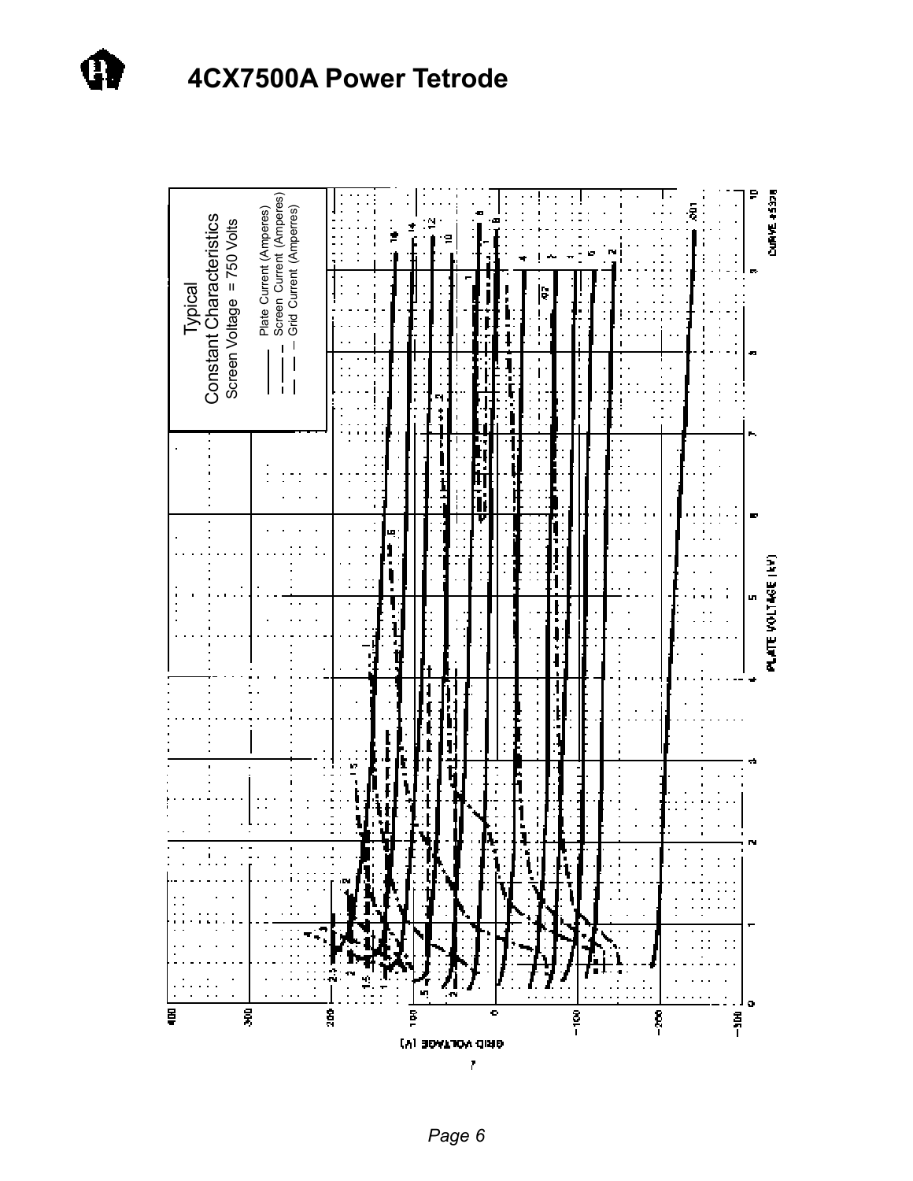# 4CX7500A Power Tetrode

Typical
Constant Characteristics
Screen Voltage = 750 Volts

- Plate Current (Amperes)
- Screen Current (Amperes)
- Grid Current (Amperes)

GRID VOLTAGE (V)

PLATE VOLTAGE (kV)

CURVE #5338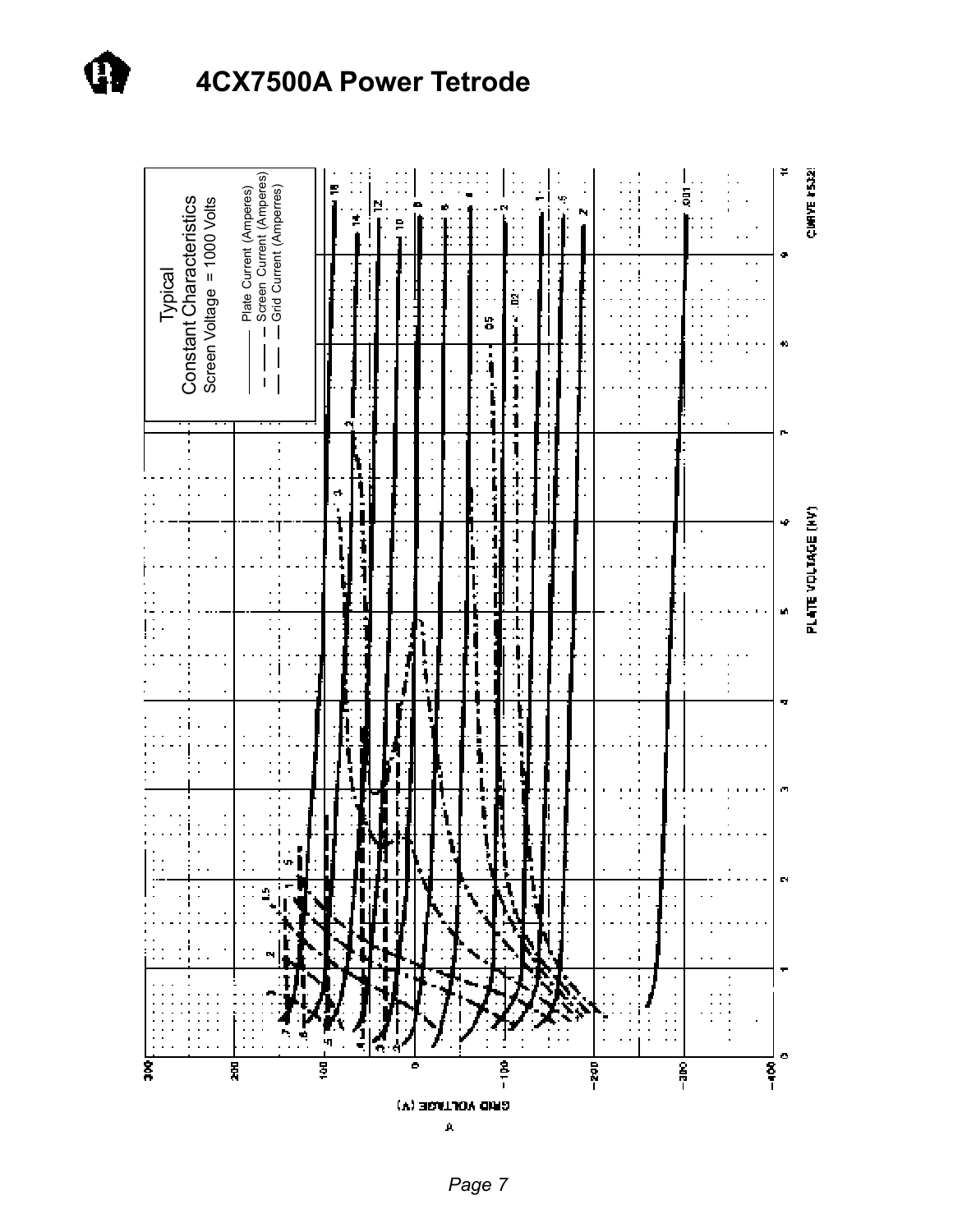# 4CX7500A Power Tetrode

Typical
Constant Characteristics
Screen Voltage = 1000 Volts

Plate Current (Amperes)
Screen Current (Amperes)
Grid Current (Amperes)

GRID VOLTAGE (V)

PLATE VOLTAGE (KV)

CURVE #5321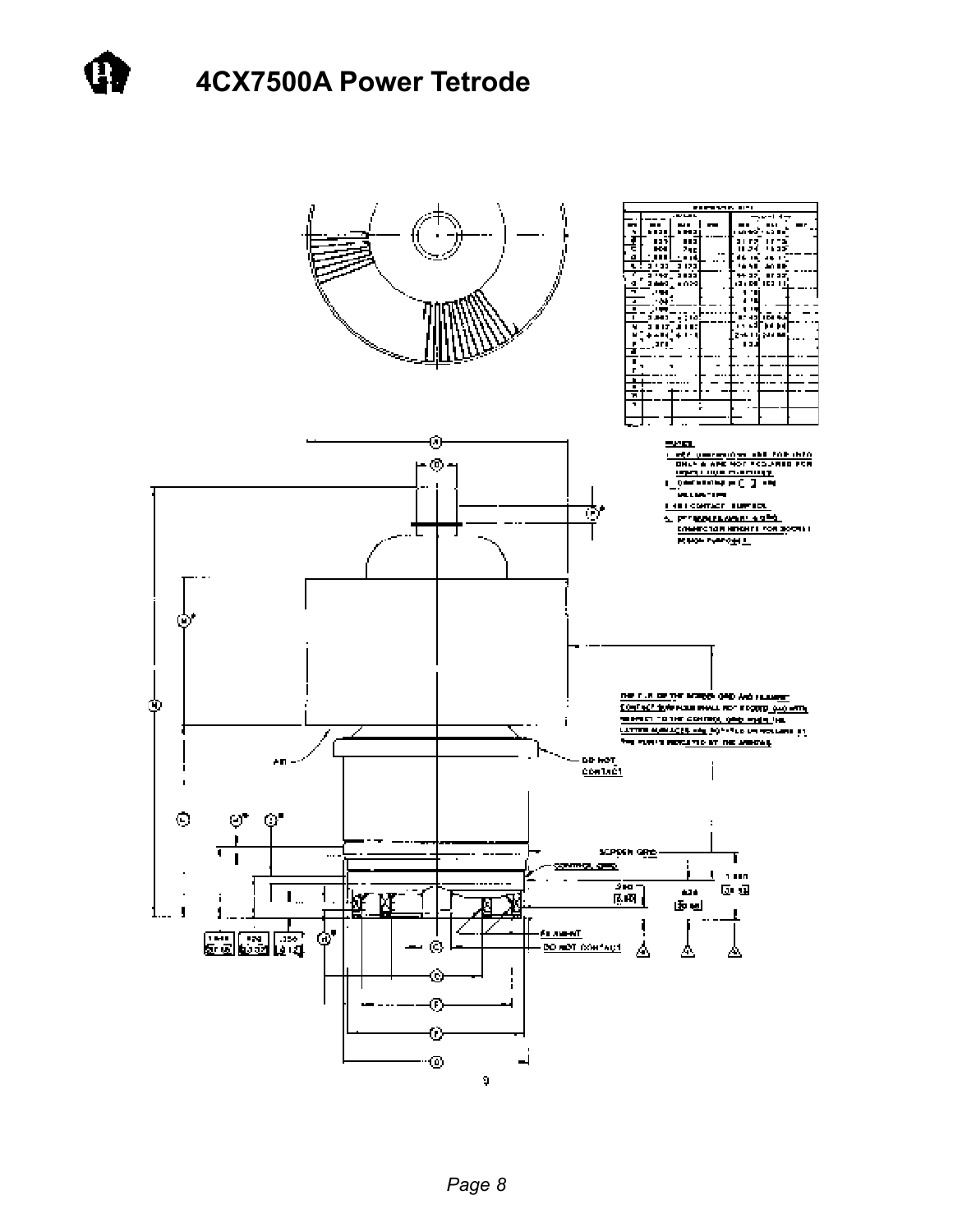# 4CX7500A Power Tetrode

SCREEN GRID

CONTROL GRID

FILAMENT

DO NOT CONTACT

AIR

THE T.I.R. OF THE SCREEN GRID AND FILAMENT CONTACT SURFACES SHALL NOT EXCEED .020 WITH RESPECT TO THE CONTROL GRID WHEN THE LATTER SURFACES ARE ROTATED ON ROLLERS AT THE POINTS INDICATED BY THE ARROWS.

NOTES

1. REF. DIMENSIONS ARE FOR INFO ONLY & ARE NOT REQUIRED FOR INSPECTION PURPOSES.
2. DIMENSIONS IN [ ] ARE MILLIMETERS.
3. RF CONTACT SURFACE.
4. DIMENSIONS ARE CONNECTOR HEIGHTS FOR SOCKET DESIGN PURPOSES.

9